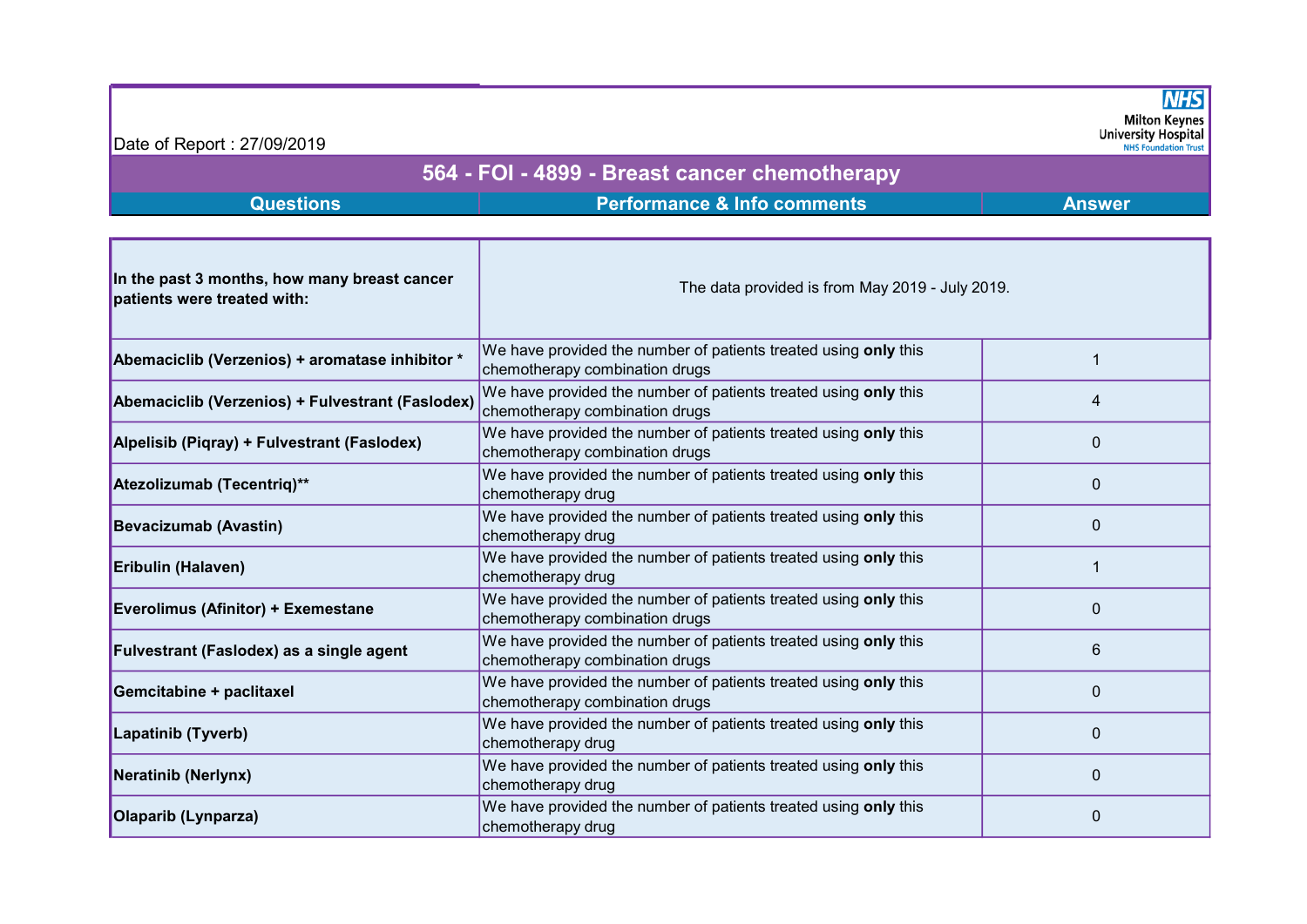Date of Report : 27/09/2019

**Milton Keynes University Hospital**
NHS Foundation Trust

# 564 - FOI - 4899 - Breast cancer chemotherapy

| Questions | Performance & Info comments | Answer |
|---|---|---|
| **In the past 3 months, how many breast cancer patients were treated with:** | The data provided is from May 2019 - July 2019. | |
| **Abemaciclib (Verzenios) + aromatase inhibitor *** | We have provided the number of patients treated using **only** this chemotherapy combination drugs | 1 |
| **Abemaciclib (Verzenios) + Fulvestrant (Faslodex)** | We have provided the number of patients treated using **only** this chemotherapy combination drugs | 4 |
| **Alpelisib (Piqray) + Fulvestrant (Faslodex)** | We have provided the number of patients treated using **only** this chemotherapy combination drugs | 0 |
| **Atezolizumab (Tecentriq)**** | We have provided the number of patients treated using **only** this chemotherapy drug | 0 |
| **Bevacizumab (Avastin)** | We have provided the number of patients treated using **only** this chemotherapy drug | 0 |
| **Eribulin (Halaven)** | We have provided the number of patients treated using **only** this chemotherapy drug | 1 |
| **Everolimus (Afinitor) + Exemestane** | We have provided the number of patients treated using **only** this chemotherapy combination drugs | 0 |
| **Fulvestrant (Faslodex) as a single agent** | We have provided the number of patients treated using **only** this chemotherapy combination drugs | 6 |
| **Gemcitabine + paclitaxel** | We have provided the number of patients treated using **only** this chemotherapy combination drugs | 0 |
| **Lapatinib (Tyverb)** | We have provided the number of patients treated using **only** this chemotherapy drug | 0 |
| **Neratinib (Nerlynx)** | We have provided the number of patients treated using **only** this chemotherapy drug | 0 |
| **Olaparib (Lynparza)** | We have provided the number of patients treated using **only** this chemotherapy drug | 0 |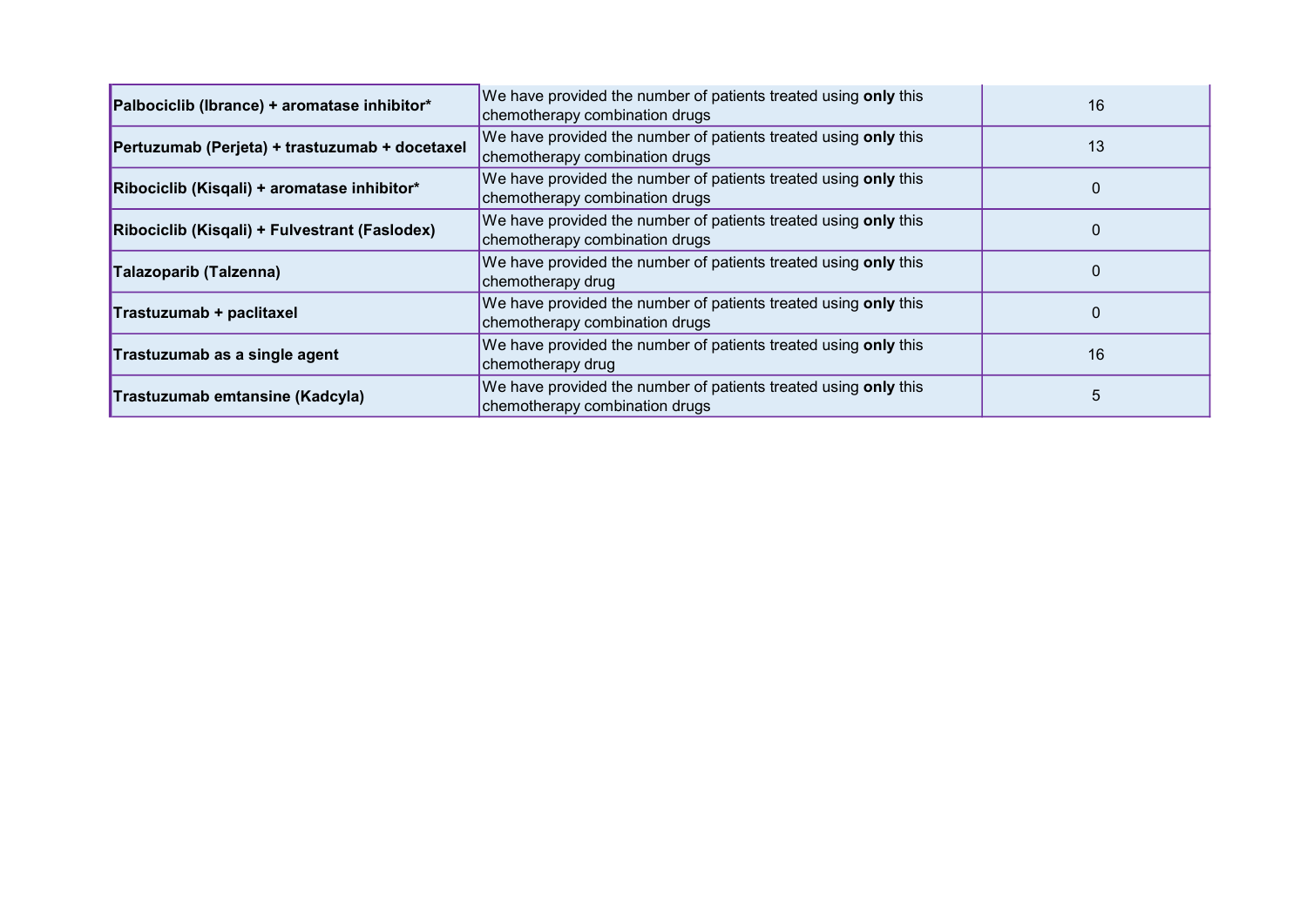| | | |
|---|---|---|
| **Palbociclib (Ibrance) + aromatase inhibitor*** | We have provided the number of patients treated using **only** this chemotherapy combination drugs | 16 |
| **Pertuzumab (Perjeta) + trastuzumab + docetaxel** | We have provided the number of patients treated using **only** this chemotherapy combination drugs | 13 |
| **Ribociclib (Kisqali) + aromatase inhibitor*** | We have provided the number of patients treated using **only** this chemotherapy combination drugs | 0 |
| **Ribociclib (Kisqali) + Fulvestrant (Faslodex)** | We have provided the number of patients treated using **only** this chemotherapy combination drugs | 0 |
| **Talazoparib (Talzenna)** | We have provided the number of patients treated using **only** this chemotherapy drug | 0 |
| **Trastuzumab + paclitaxel** | We have provided the number of patients treated using **only** this chemotherapy combination drugs | 0 |
| **Trastuzumab as a single agent** | We have provided the number of patients treated using **only** this chemotherapy drug | 16 |
| **Trastuzumab emtansine (Kadcyla)** | We have provided the number of patients treated using **only** this chemotherapy combination drugs | 5 |